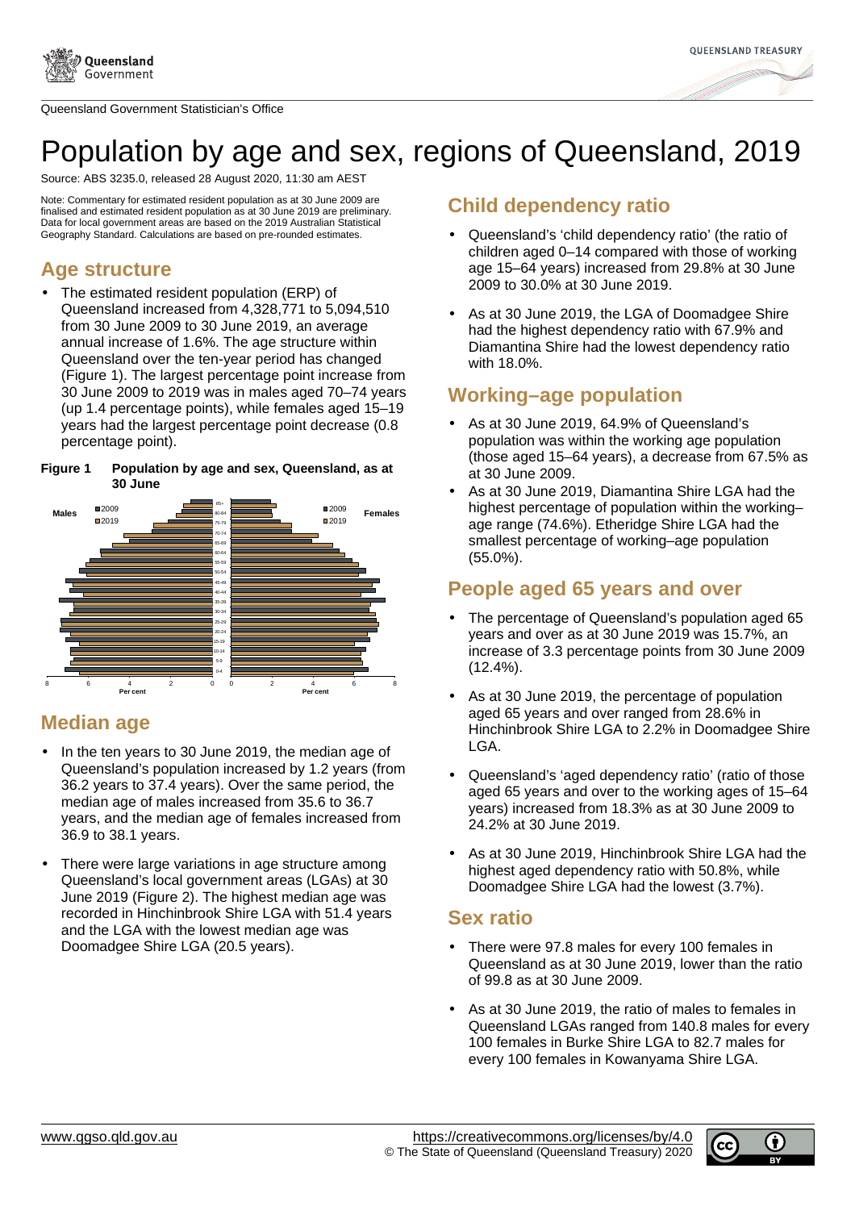Queensland Government Statistician's Office

# Population by age and sex, regions of Queensland, 2019

Source: ABS 3235.0, released 28 August 2020, 11:30 am AEST

Note: Commentary for estimated resident population as at 30 June 2009 are finalised and estimated resident population as at 30 June 2019 are preliminary. Data for local government areas are based on the 2019 Australian Statistical Geography Standard. Calculations are based on pre-rounded estimates.

## Age structure

- The estimated resident population (ERP) of Queensland increased from 4,328,771 to 5,094,510 from 30 June 2009 to 30 June 2019, an average annual increase of 1.6%. The age structure within Queensland over the ten-year period has changed (Figure 1). The largest percentage point increase from 30 June 2009 to 2019 was in males aged 70–74 years (up 1.4 percentage points), while females aged 15–19 years had the largest percentage point decrease (0.8 percentage point).

**Figure 1 Population by age and sex, Queensland, as at 30 June**

## Median age

- In the ten years to 30 June 2019, the median age of Queensland's population increased by 1.2 years (from 36.2 years to 37.4 years). Over the same period, the median age of males increased from 35.6 to 36.7 years, and the median age of females increased from 36.9 to 38.1 years.

- There were large variations in age structure among Queensland's local government areas (LGAs) at 30 June 2019 (Figure 2). The highest median age was recorded in Hinchinbrook Shire LGA with 51.4 years and the LGA with the lowest median age was Doomadgee Shire LGA (20.5 years).

## Child dependency ratio

- Queensland's 'child dependency ratio' (the ratio of children aged 0–14 compared with those of working age 15–64 years) increased from 29.8% at 30 June 2009 to 30.0% at 30 June 2019.

- As at 30 June 2019, the LGA of Doomadgee Shire had the highest dependency ratio with 67.9% and Diamantina Shire had the lowest dependency ratio with 18.0%.

## Working–age population

- As at 30 June 2019, 64.9% of Queensland's population was within the working age population (those aged 15–64 years), a decrease from 67.5% as at 30 June 2009.
- As at 30 June 2019, Diamantina Shire LGA had the highest percentage of population within the working–age range (74.6%). Etheridge Shire LGA had the smallest percentage of working–age population (55.0%).

## People aged 65 years and over

- The percentage of Queensland's population aged 65 years and over as at 30 June 2019 was 15.7%, an increase of 3.3 percentage points from 30 June 2009 (12.4%).

- As at 30 June 2019, the percentage of population aged 65 years and over ranged from 28.6% in Hinchinbrook Shire LGA to 2.2% in Doomadgee Shire LGA.

- Queensland's 'aged dependency ratio' (ratio of those aged 65 years and over to the working ages of 15–64 years) increased from 18.3% as at 30 June 2009 to 24.2% at 30 June 2019.

- As at 30 June 2019, Hinchinbrook Shire LGA had the highest aged dependency ratio with 50.8%, while Doomadgee Shire LGA had the lowest (3.7%).

## Sex ratio

- There were 97.8 males for every 100 females in Queensland as at 30 June 2019, lower than the ratio of 99.8 as at 30 June 2009.

- As at 30 June 2019, the ratio of males to females in Queensland LGAs ranged from 140.8 males for every 100 females in Burke Shire LGA to 82.7 males for every 100 females in Kowanyama Shire LGA.

www.qgso.qld.gov.au

https://creativecommons.org/licenses/by/4.0
© The State of Queensland (Queensland Treasury) 2020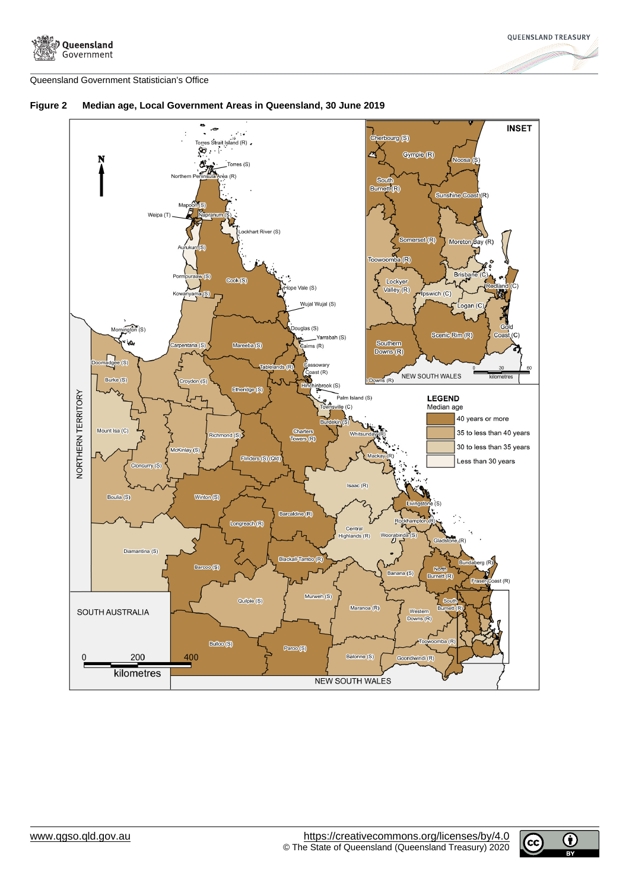Queensland Government Statistician's Office

**Figure 2 Median age, Local Government Areas in Queensland, 30 June 2019**

INSET

Cherbourg (S)
Gympie (R)
Noosa (S)
South Burnett (R)
Sunshine Coast (R)
Somerset (R)
Moreton Bay (R)
Toowoomba (R)
Brisbane (C)
Lockyer Valley (R)
Ipswich (C)
Redland (C)
Logan (C)
Gold Coast (C)
Scenic Rim (R)
Southern Downs (R)
Downs (R)
NEW SOUTH WALES
0 30 60
kilometres

Torres Strait Island (R)
Torres (S)
Northern Peninsula Area (R)
Mapoon (S)
Weipa (T)
Napranum (S)
Lockhart River (S)
Aurukun (S)
Pormpuraaw (S)
Cook (S)
Kowanyama (S)
Hope Vale (S)
Wujal Wujal (S)
Mornington (S)
Douglas (S)
Yarrabah (S)
Carpentaria (S)
Mareeba (S)
Cairns (R)
Doomadgee (S)
Tablelands (R)
Cassowary Coast (R)
Burke (S)
Croydon (S)
Hinchinbrook (S)
Etheridge (S)
Palm Island (S)
Townsville (C)
Burdekin (S)
Mount Isa (C)
Richmond (S)
Charters Towers (R)
Whitsunday (R)
McKinlay (S)
Flinders (S) (Qld)
Mackay (R)
Cloncurry (S)
Isaac (R)
Boulia (S)
Winton (S)
Livingstone (S)
Barcaldine (R)
Rockhampton (R)
Longreach (R)
Central Highlands (R)
Woorabinda (S)
Gladstone (R)
Diamantina (S)
Blackall-Tambo (R)
Bundaberg (R)
Barcoo (S)
Banana (S)
North Burnett (R)
Fraser Coast (R)
Murweh (S)
Quilpie (S)
Maranoa (R)
South Burnett (R)
Western Downs (R)
Toowoomba (R)
Bulloo (S)
Paroo (S)
Balonne (S)
Goondiwindi (R)

NORTHERN TERRITORY
SOUTH AUSTRALIA
NEW SOUTH WALES

0 200 400
kilometres

LEGEND
Median age
40 years or more
35 to less than 40 years
30 to less than 35 years
Less than 30 years

www.qgso.qld.gov.au

https://creativecommons.org/licenses/by/4.0
© The State of Queensland (Queensland Treasury) 2020